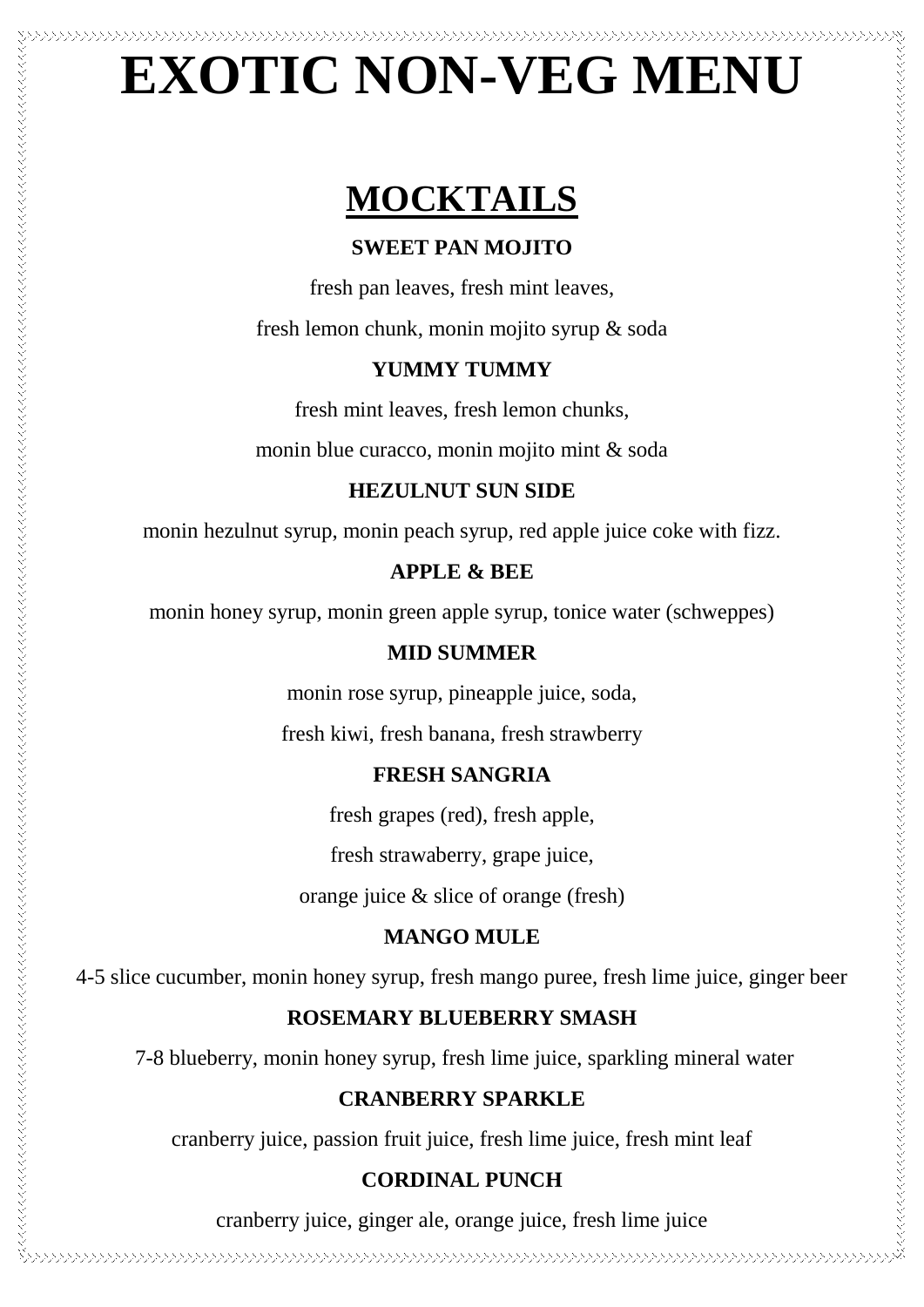# EXOTIC NON-VEG MENU

## MOCKTAILS

**SWEET PAN MOJITO**

fresh pan leaves, fresh mint leaves,

fresh lemon chunk, monin mojito syrup & soda

**YUMMY TUMMY**

fresh mint leaves, fresh lemon chunks,

monin blue curacco, monin mojito mint & soda

**HEZULNUT SUN SIDE**

monin hezulnut syrup, monin peach syrup, red apple juice coke with fizz.

**APPLE & BEE**

monin honey syrup, monin green apple syrup, tonice water (schweppes)

**MID SUMMER**

monin rose syrup, pineapple juice, soda,

fresh kiwi, fresh banana, fresh strawberry

**FRESH SANGRIA**

fresh grapes (red), fresh apple,

fresh strawaberry, grape juice,

orange juice & slice of orange (fresh)

**MANGO MULE**

4-5 slice cucumber, monin honey syrup, fresh mango puree, fresh lime juice, ginger beer

**ROSEMARY BLUEBERRY SMASH**

7-8 blueberry, monin honey syrup, fresh lime juice, sparkling mineral water

**CRANBERRY SPARKLE**

cranberry juice, passion fruit juice, fresh lime juice, fresh mint leaf

**CORDINAL PUNCH**

cranberry juice, ginger ale, orange juice, fresh lime juice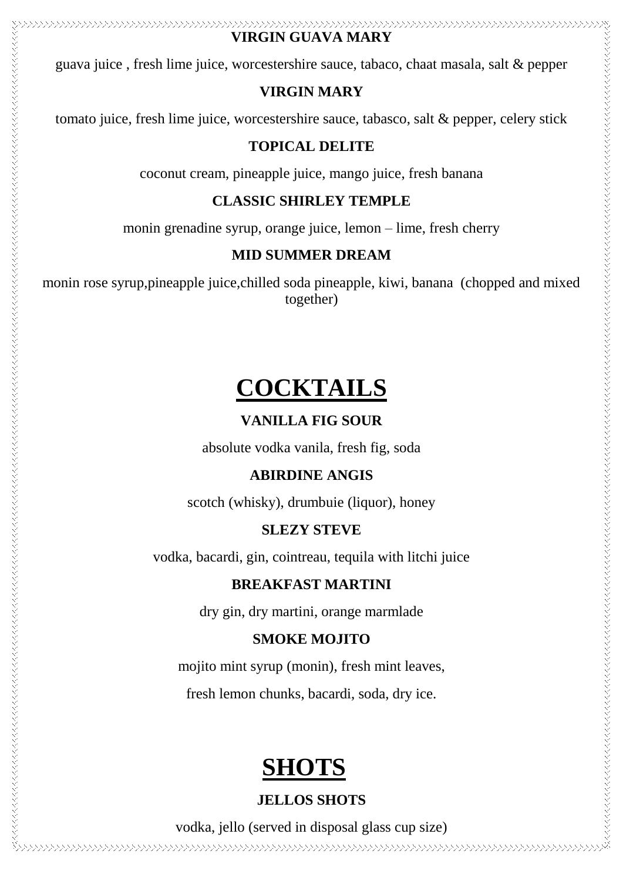### VIRGIN GUAVA MARY

guava juice , fresh lime juice, worcestershire sauce, tabaco, chaat masala, salt & pepper

### VIRGIN MARY

tomato juice, fresh lime juice, worcestershire sauce, tabasco, salt & pepper, celery stick

### TOPICAL DELITE

coconut cream, pineapple juice, mango juice, fresh banana

### CLASSIC SHIRLEY TEMPLE

monin grenadine syrup, orange juice, lemon – lime, fresh cherry

### MID SUMMER DREAM

monin rose syrup,pineapple juice,chilled soda pineapple, kiwi, banana (chopped and mixed together)

# COCKTAILS

### VANILLA FIG SOUR

absolute vodka vanila, fresh fig, soda

### ABIRDINE ANGIS

scotch (whisky), drumbuie (liquor), honey

### SLEZY STEVE

vodka, bacardi, gin, cointreau, tequila with litchi juice

### BREAKFAST MARTINI

dry gin, dry martini, orange marmlade

### SMOKE MOJITO

mojito mint syrup (monin), fresh mint leaves,

fresh lemon chunks, bacardi, soda, dry ice.

# SHOTS

### JELLOS SHOTS

vodka, jello (served in disposal glass cup size)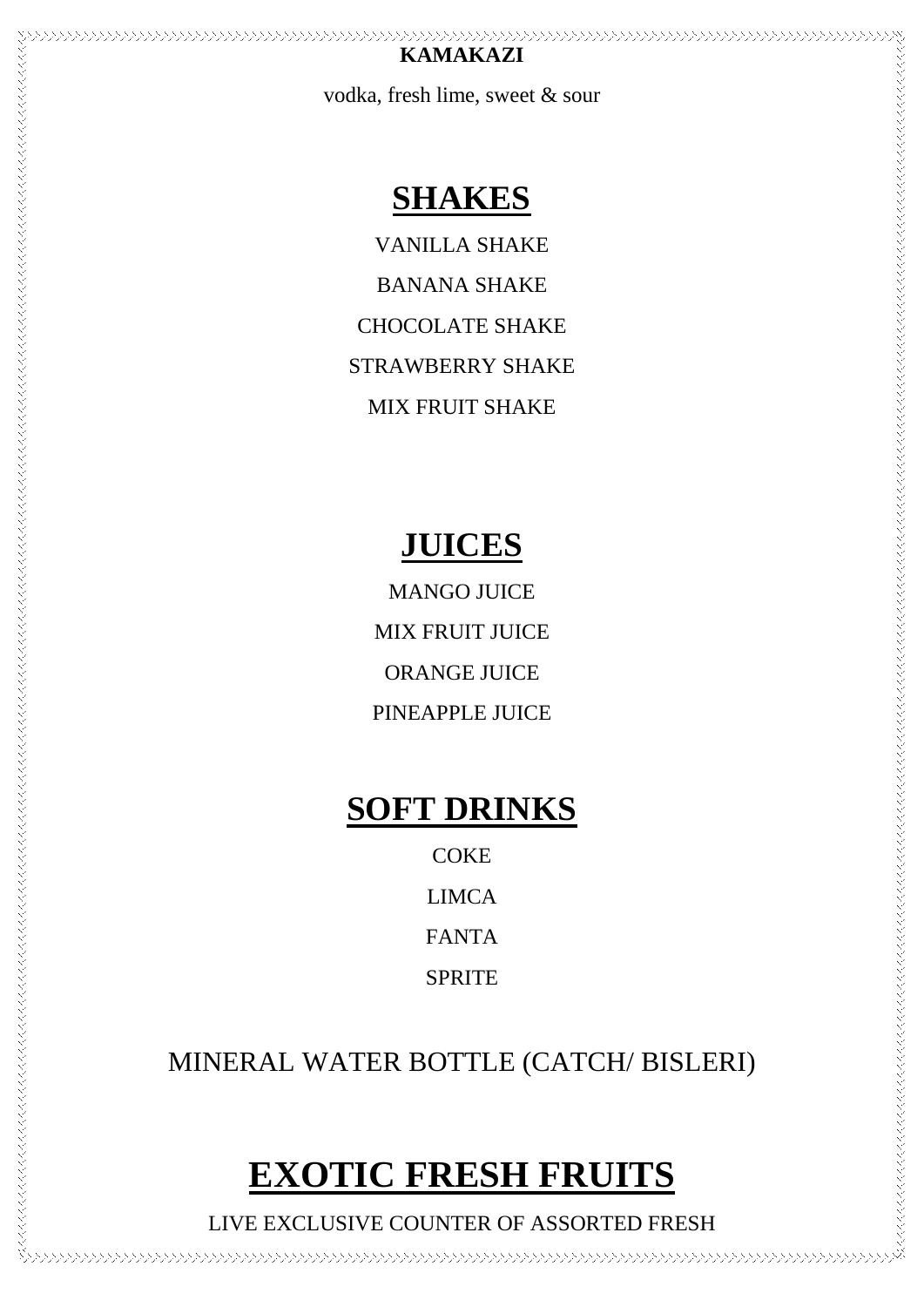**KAMAKAZI**

vodka, fresh lime, sweet & sour

# SHAKES

VANILLA SHAKE

BANANA SHAKE

CHOCOLATE SHAKE

STRAWBERRY SHAKE

MIX FRUIT SHAKE

# JUICES

MANGO JUICE

MIX FRUIT JUICE

ORANGE JUICE

PINEAPPLE JUICE

# SOFT DRINKS

COKE

LIMCA

FANTA

SPRITE

MINERAL WATER BOTTLE (CATCH/ BISLERI)

# EXOTIC FRESH FRUITS

LIVE EXCLUSIVE COUNTER OF ASSORTED FRESH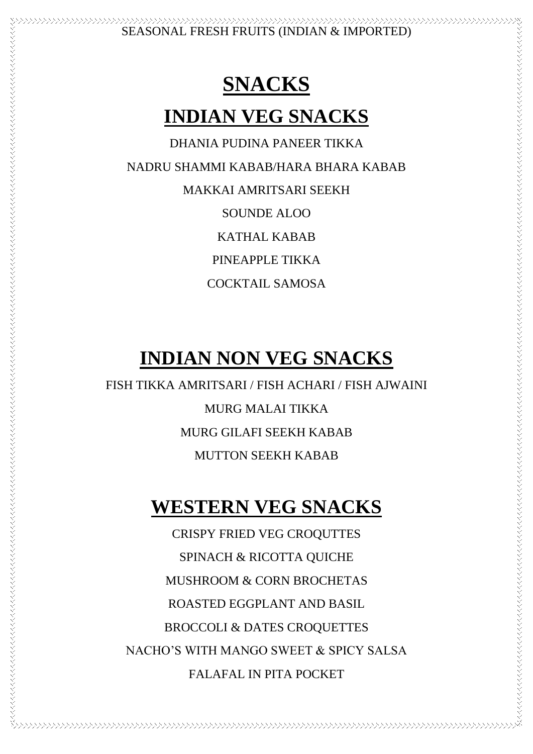SEASONAL FRESH FRUITS (INDIAN & IMPORTED)

# SNACKS

## INDIAN VEG SNACKS

DHANIA PUDINA PANEER TIKKA

NADRU SHAMMI KABAB/HARA BHARA KABAB

MAKKAI AMRITSARI SEEKH

SOUNDE ALOO

KATHAL KABAB

PINEAPPLE TIKKA

COCKTAIL SAMOSA

## INDIAN NON VEG SNACKS

FISH TIKKA AMRITSARI / FISH ACHARI / FISH AJWAINI

MURG MALAI TIKKA

MURG GILAFI SEEKH KABAB

MUTTON SEEKH KABAB

## WESTERN VEG SNACKS

CRISPY FRIED VEG CROQUTTES

SPINACH & RICOTTA QUICHE

MUSHROOM & CORN BROCHETAS

ROASTED EGGPLANT AND BASIL

BROCCOLI & DATES CROQUETTES

NACHO'S WITH MANGO SWEET & SPICY SALSA

FALAFAL IN PITA POCKET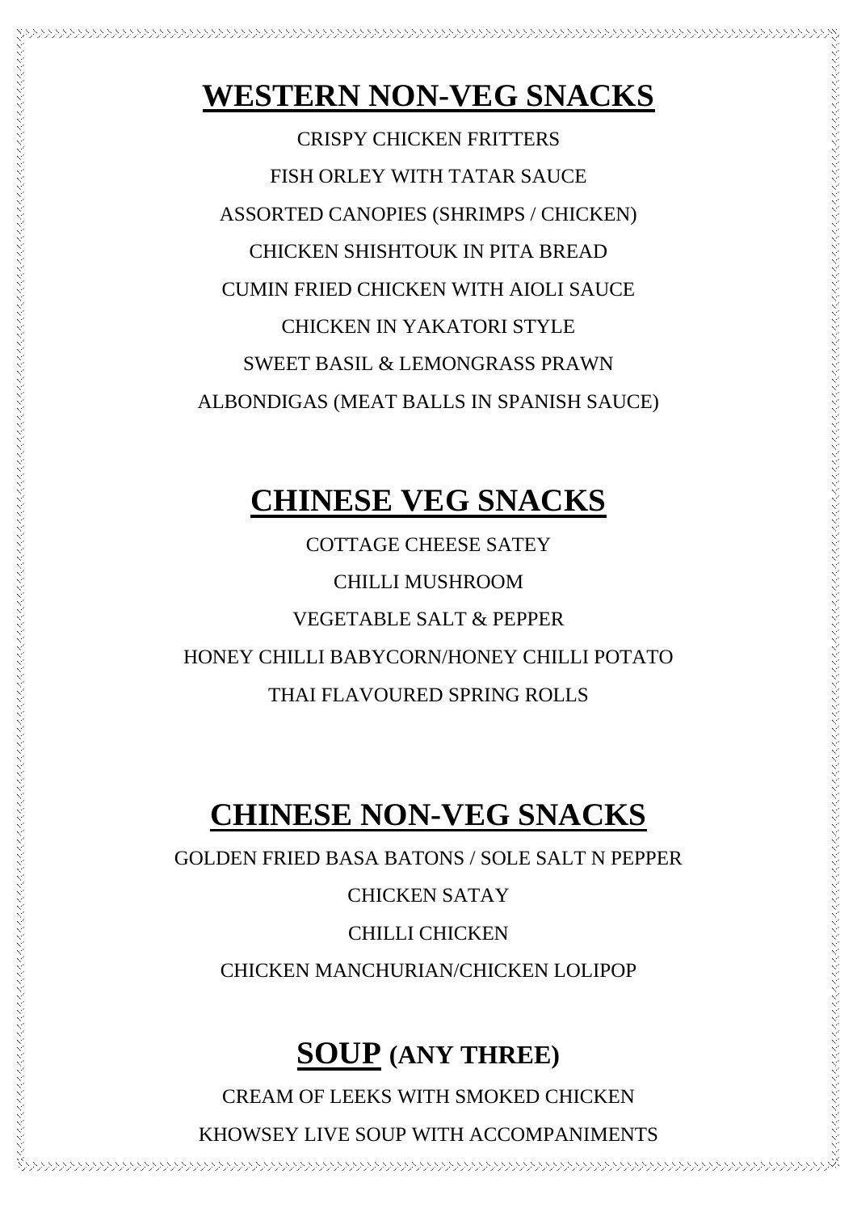## WESTERN NON-VEG SNACKS

CRISPY CHICKEN FRITTERS

FISH ORLEY WITH TATAR SAUCE

ASSORTED CANOPIES (SHRIMPS / CHICKEN)

CHICKEN SHISHTOUK IN PITA BREAD

CUMIN FRIED CHICKEN WITH AIOLI SAUCE

CHICKEN IN YAKATORI STYLE

SWEET BASIL & LEMONGRASS PRAWN

ALBONDIGAS (MEAT BALLS IN SPANISH SAUCE)

## CHINESE VEG SNACKS

COTTAGE CHEESE SATEY

CHILLI MUSHROOM

VEGETABLE SALT & PEPPER

HONEY CHILLI BABYCORN/HONEY CHILLI POTATO

THAI FLAVOURED SPRING ROLLS

## CHINESE NON-VEG SNACKS

GOLDEN FRIED BASA BATONS / SOLE SALT N PEPPER

CHICKEN SATAY

CHILLI CHICKEN

CHICKEN MANCHURIAN/CHICKEN LOLIPOP

## SOUP (ANY THREE)

CREAM OF LEEKS WITH SMOKED CHICKEN

KHOWSEY LIVE SOUP WITH ACCOMPANIMENTS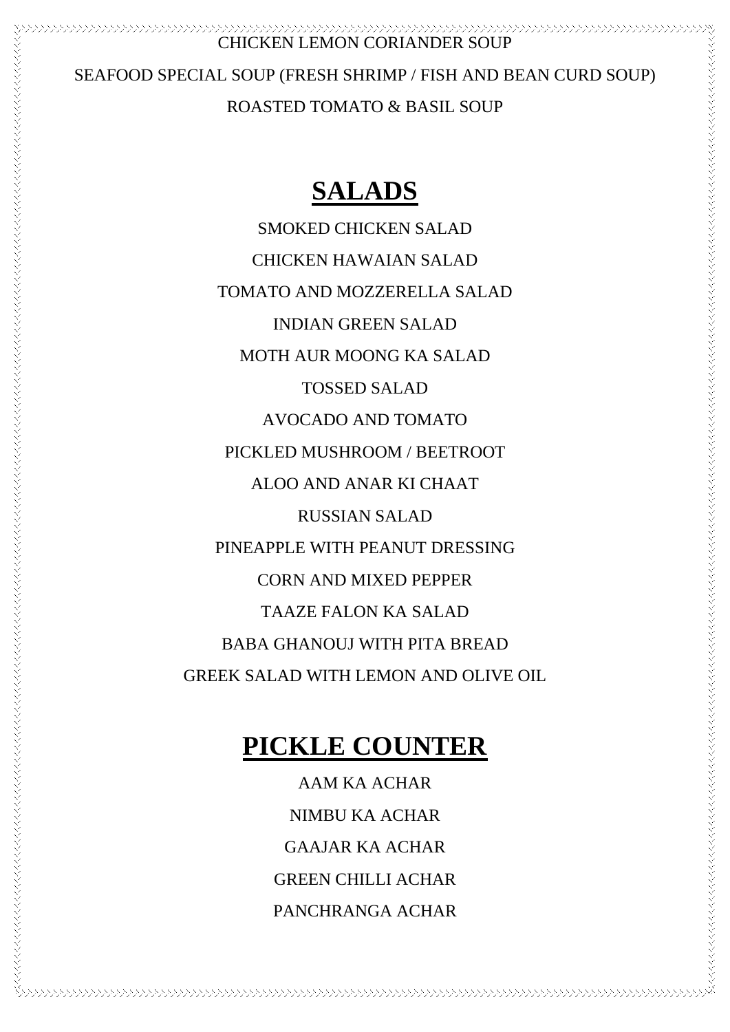CHICKEN LEMON CORIANDER SOUP

SEAFOOD SPECIAL SOUP (FRESH SHRIMP / FISH AND BEAN CURD SOUP)

ROASTED TOMATO & BASIL SOUP

# SALADS

SMOKED CHICKEN SALAD

CHICKEN HAWAIAN SALAD

TOMATO AND MOZZERELLA SALAD

INDIAN GREEN SALAD

MOTH AUR MOONG KA SALAD

TOSSED SALAD

AVOCADO AND TOMATO

PICKLED MUSHROOM / BEETROOT

ALOO AND ANAR KI CHAAT

RUSSIAN SALAD

PINEAPPLE WITH PEANUT DRESSING

CORN AND MIXED PEPPER

TAAZE FALON KA SALAD

BABA GHANOUJ WITH PITA BREAD

GREEK SALAD WITH LEMON AND OLIVE OIL

# PICKLE COUNTER

AAM KA ACHAR

NIMBU KA ACHAR

GAAJAR KA ACHAR

GREEN CHILLI ACHAR

PANCHRANGA ACHAR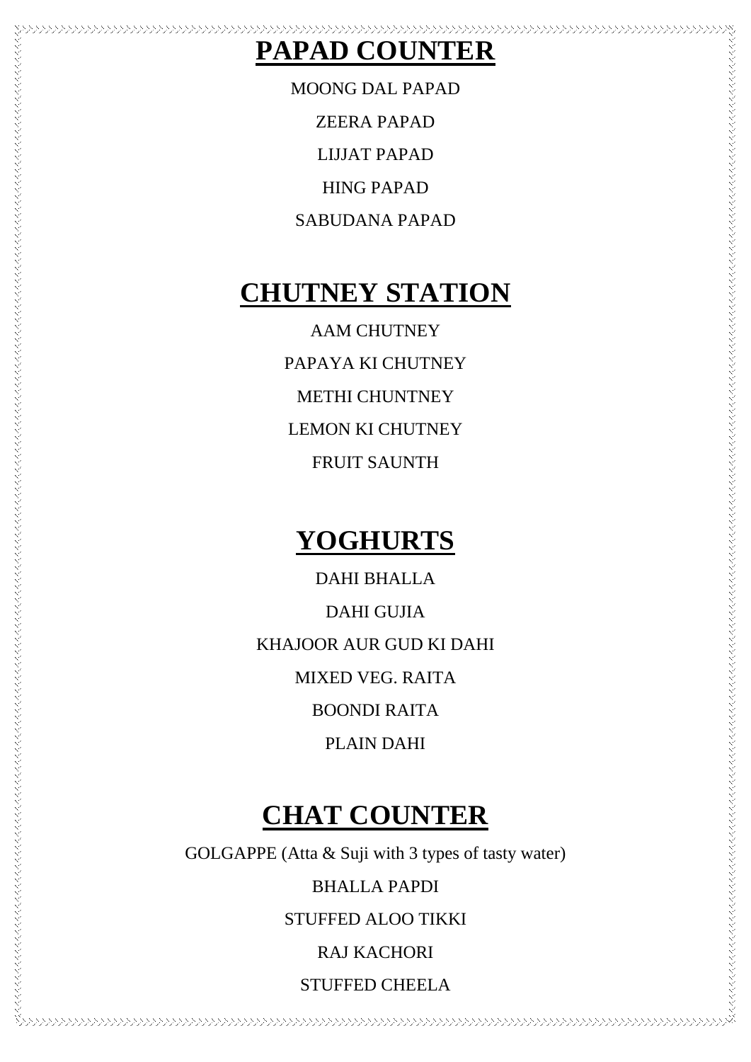## PAPAD COUNTER

MOONG DAL PAPAD

ZEERA PAPAD

LIJJAT PAPAD

HING PAPAD

SABUDANA PAPAD

## CHUTNEY STATION

AAM CHUTNEY

PAPAYA KI CHUTNEY

METHI CHUNTNEY

LEMON KI CHUTNEY

FRUIT SAUNTH

## YOGHURTS

DAHI BHALLA

DAHI GUJIA

KHAJOOR AUR GUD KI DAHI

MIXED VEG. RAITA

BOONDI RAITA

PLAIN DAHI

## CHAT COUNTER

GOLGAPPE (Atta & Suji with 3 types of tasty water)

BHALLA PAPDI

STUFFED ALOO TIKKI

RAJ KACHORI

STUFFED CHEELA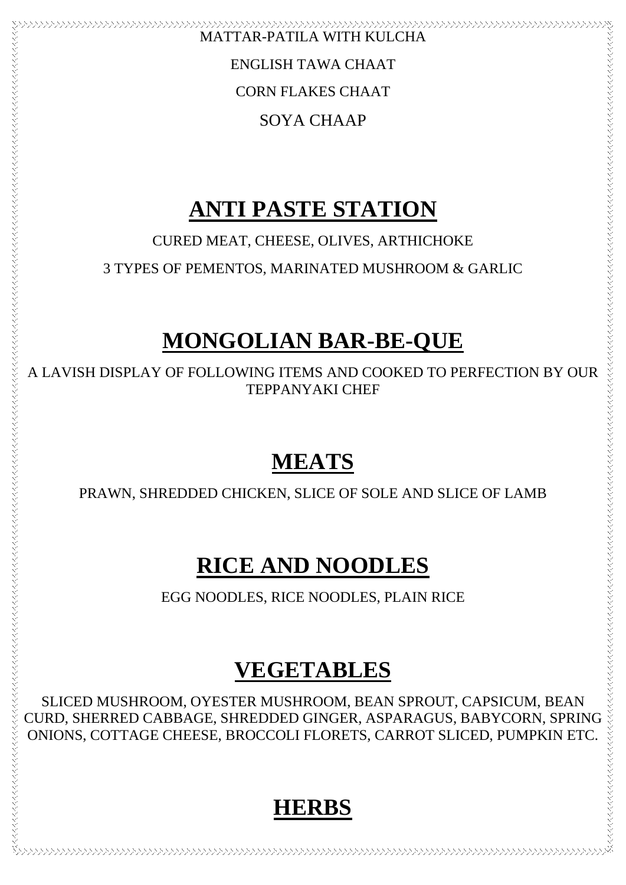MATTAR-PATILA WITH KULCHA

ENGLISH TAWA CHAAT

CORN FLAKES CHAAT

SOYA CHAAP

# ANTI PASTE STATION

CURED MEAT, CHEESE, OLIVES, ARTHICHOKE

3 TYPES OF PEMENTOS, MARINATED MUSHROOM & GARLIC

# MONGOLIAN BAR-BE-QUE

A LAVISH DISPLAY OF FOLLOWING ITEMS AND COOKED TO PERFECTION BY OUR TEPPANYAKI CHEF

# MEATS

PRAWN, SHREDDED CHICKEN, SLICE OF SOLE AND SLICE OF LAMB

# RICE AND NOODLES

EGG NOODLES, RICE NOODLES, PLAIN RICE

# VEGETABLES

SLICED MUSHROOM, OYESTER MUSHROOM, BEAN SPROUT, CAPSICUM, BEAN CURD, SHERRED CABBAGE, SHREDDED GINGER, ASPARAGUS, BABYCORN, SPRING ONIONS, COTTAGE CHEESE, BROCCOLI FLORETS, CARROT SLICED, PUMPKIN ETC.

# HERBS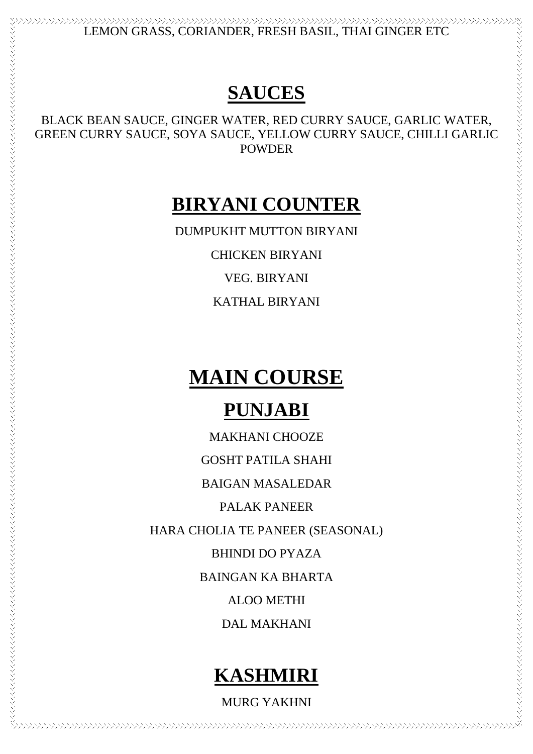LEMON GRASS, CORIANDER, FRESH BASIL, THAI GINGER ETC

## SAUCES

BLACK BEAN SAUCE, GINGER WATER, RED CURRY SAUCE, GARLIC WATER, GREEN CURRY SAUCE, SOYA SAUCE, YELLOW CURRY SAUCE, CHILLI GARLIC POWDER

## BIRYANI COUNTER

DUMPUKHT MUTTON BIRYANI

CHICKEN BIRYANI

VEG. BIRYANI

KATHAL BIRYANI

# MAIN COURSE

## PUNJABI

MAKHANI CHOOZE

GOSHT PATILA SHAHI

BAIGAN MASALEDAR

PALAK PANEER

HARA CHOLIA TE PANEER (SEASONAL)

BHINDI DO PYAZA

BAINGAN KA BHARTA

ALOO METHI

DAL MAKHANI

## KASHMIRI

MURG YAKHNI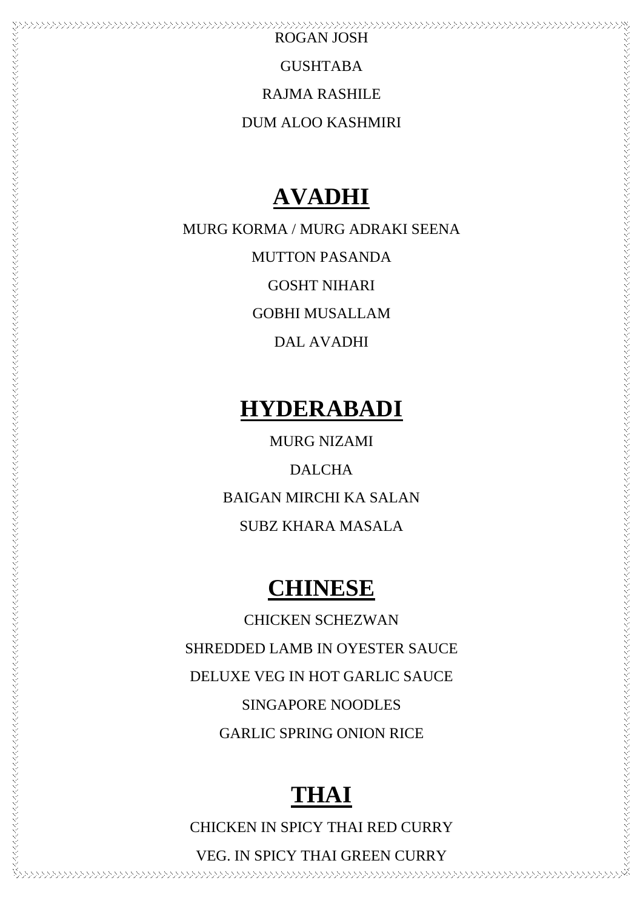ROGAN JOSH

GUSHTABA

RAJMA RASHILE

DUM ALOO KASHMIRI

# AVADHI

MURG KORMA / MURG ADRAKI SEENA

MUTTON PASANDA

GOSHT NIHARI

GOBHI MUSALLAM

DAL AVADHI

# HYDERABADI

MURG NIZAMI

DALCHA

BAIGAN MIRCHI KA SALAN

SUBZ KHARA MASALA

# CHINESE

CHICKEN SCHEZWAN

SHREDDED LAMB IN OYESTER SAUCE

DELUXE VEG IN HOT GARLIC SAUCE

SINGAPORE NOODLES

GARLIC SPRING ONION RICE

# THAI

CHICKEN IN SPICY THAI RED CURRY

VEG. IN SPICY THAI GREEN CURRY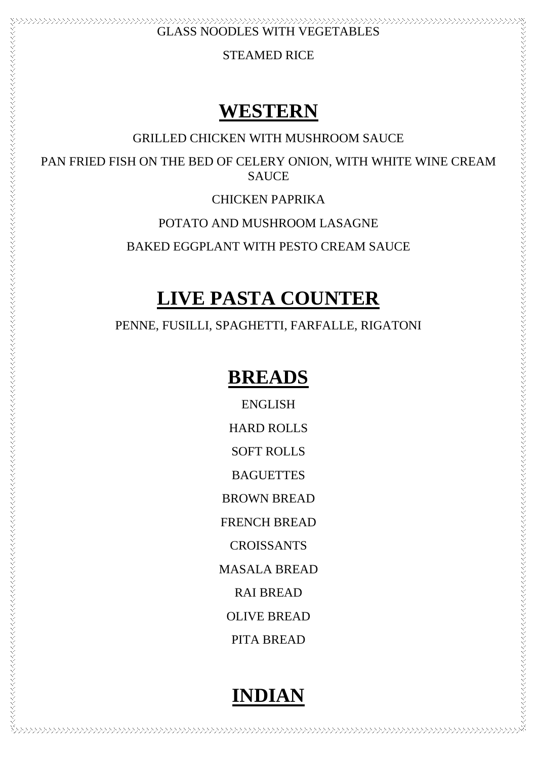GLASS NOODLES WITH VEGETABLES

STEAMED RICE

# WESTERN

GRILLED CHICKEN WITH MUSHROOM SAUCE

PAN FRIED FISH ON THE BED OF CELERY ONION, WITH WHITE WINE CREAM SAUCE

CHICKEN PAPRIKA

POTATO AND MUSHROOM LASAGNE

BAKED EGGPLANT WITH PESTO CREAM SAUCE

# LIVE PASTA COUNTER

PENNE, FUSILLI, SPAGHETTI, FARFALLE, RIGATONI

# BREADS

ENGLISH

HARD ROLLS

SOFT ROLLS

BAGUETTES

BROWN BREAD

FRENCH BREAD

CROISSANTS

MASALA BREAD

RAI BREAD

OLIVE BREAD

PITA BREAD

# INDIAN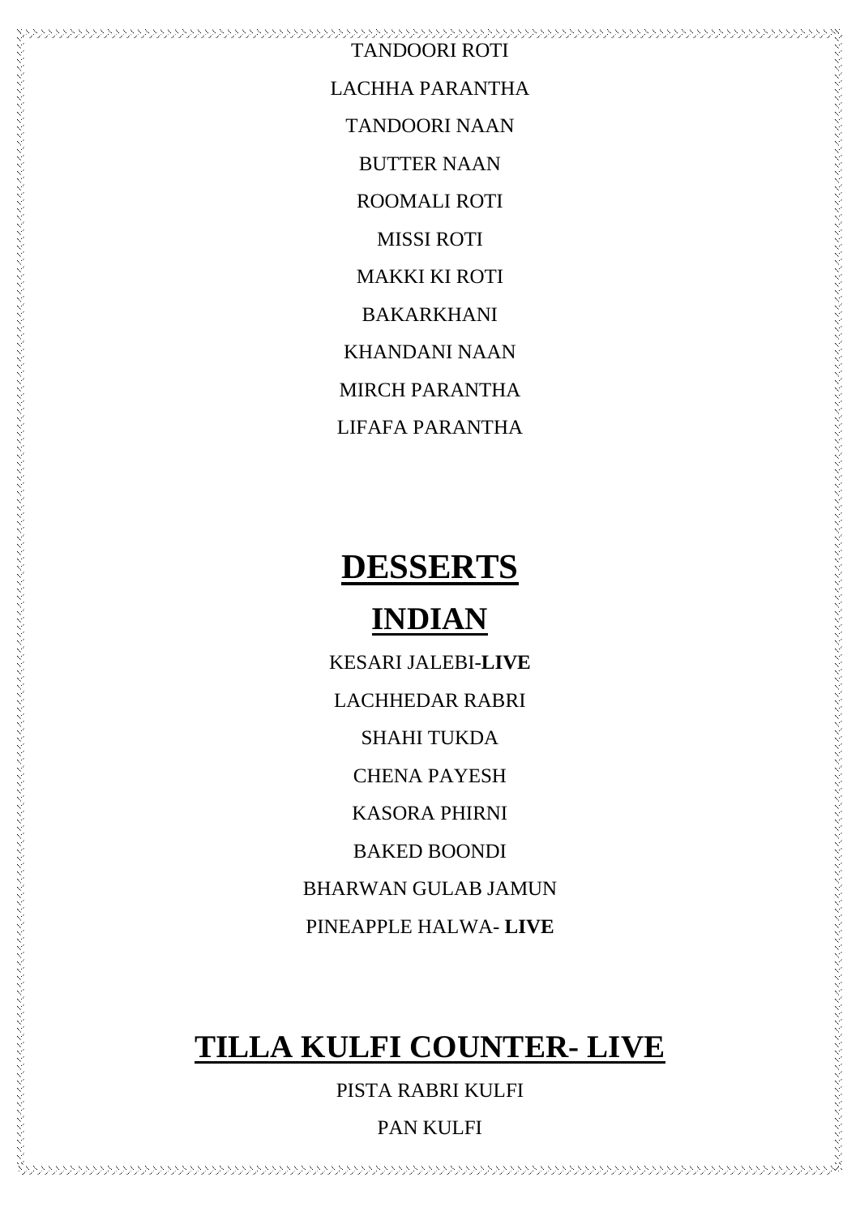TANDOORI ROTI

LACHHA PARANTHA

TANDOORI NAAN

BUTTER NAAN

ROOMALI ROTI

MISSI ROTI

MAKKI KI ROTI

BAKARKHANI

KHANDANI NAAN

MIRCH PARANTHA

LIFAFA PARANTHA

# DESSERTS

## INDIAN

KESARI JALEBI-**LIVE**

LACHHEDAR RABRI

SHAHI TUKDA

CHENA PAYESH

KASORA PHIRNI

BAKED BOONDI

BHARWAN GULAB JAMUN

PINEAPPLE HALWA- **LIVE**

## TILLA KULFI COUNTER- LIVE

PISTA RABRI KULFI

PAN KULFI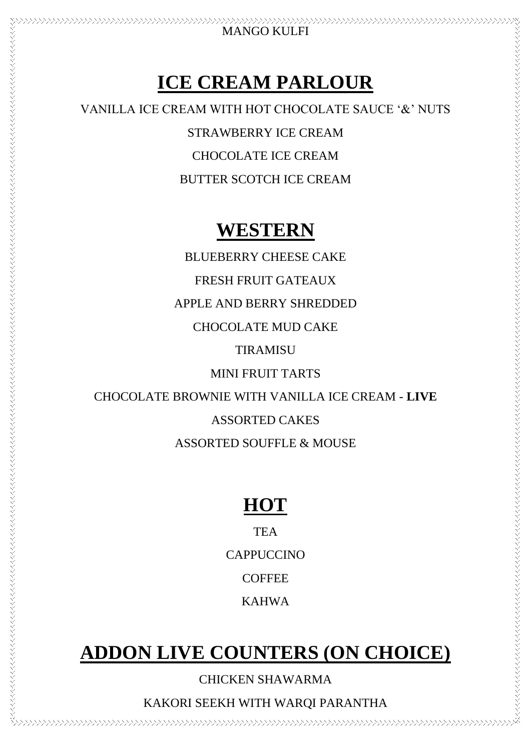MANGO KULFI

# ICE CREAM PARLOUR

VANILLA ICE CREAM WITH HOT CHOCOLATE SAUCE '&' NUTS

STRAWBERRY ICE CREAM

CHOCOLATE ICE CREAM

BUTTER SCOTCH ICE CREAM

# WESTERN

BLUEBERRY CHEESE CAKE

FRESH FRUIT GATEAUX

APPLE AND BERRY SHREDDED

CHOCOLATE MUD CAKE

TIRAMISU

MINI FRUIT TARTS

CHOCOLATE BROWNIE WITH VANILLA ICE CREAM - **LIVE**

ASSORTED CAKES

ASSORTED SOUFFLE & MOUSE

# HOT

TEA

CAPPUCCINO

COFFEE

KAHWA

# ADDON LIVE COUNTERS (ON CHOICE)

CHICKEN SHAWARMA

KAKORI SEEKH WITH WARQI PARANTHA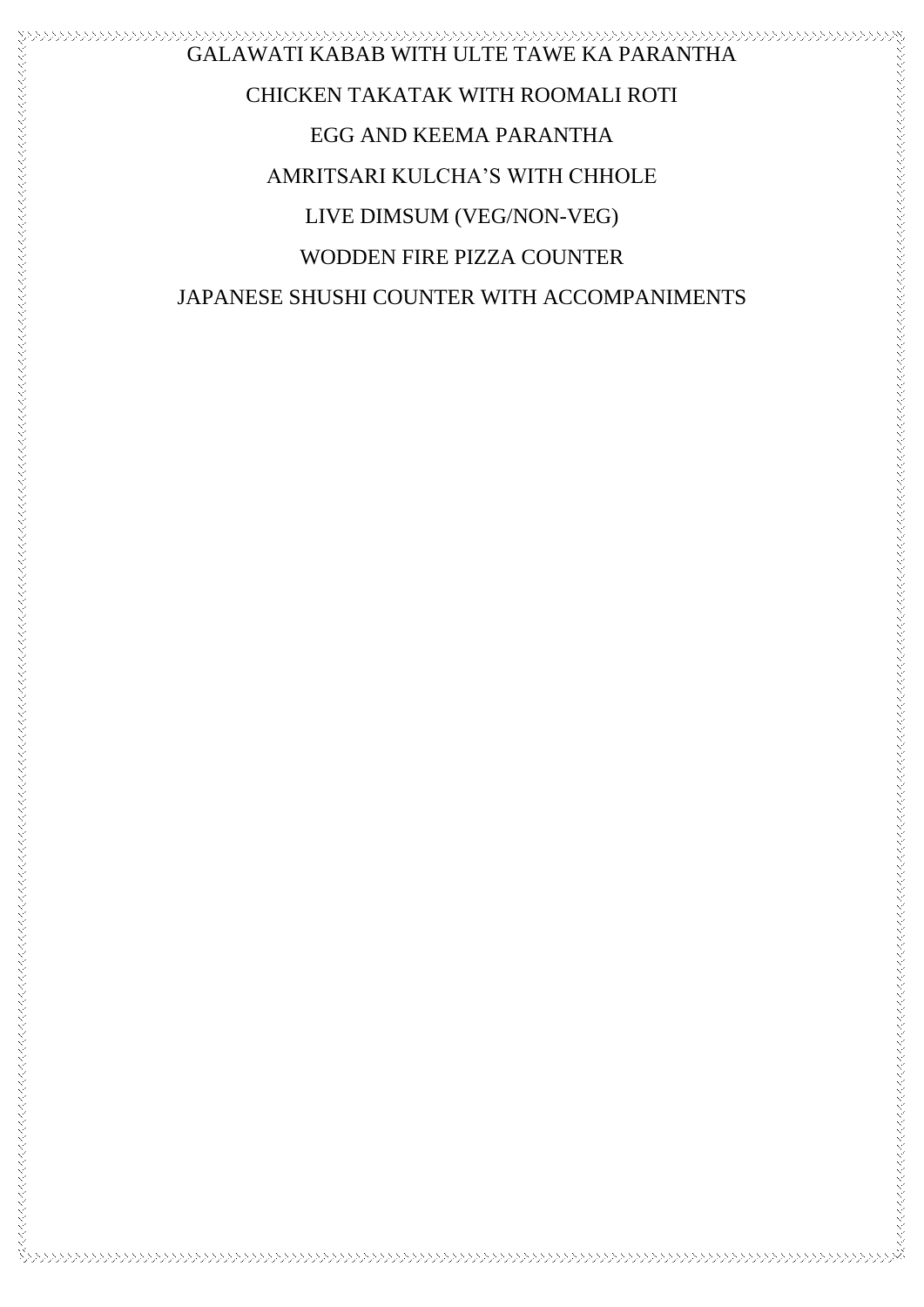GALAWATI KABAB WITH ULTE TAWE KA PARANTHA

CHICKEN TAKATAK WITH ROOMALI ROTI

EGG AND KEEMA PARANTHA

AMRITSARI KULCHA'S WITH CHHOLE

LIVE DIMSUM (VEG/NON-VEG)

WODDEN FIRE PIZZA COUNTER

JAPANESE SHUSHI COUNTER WITH ACCOMPANIMENTS